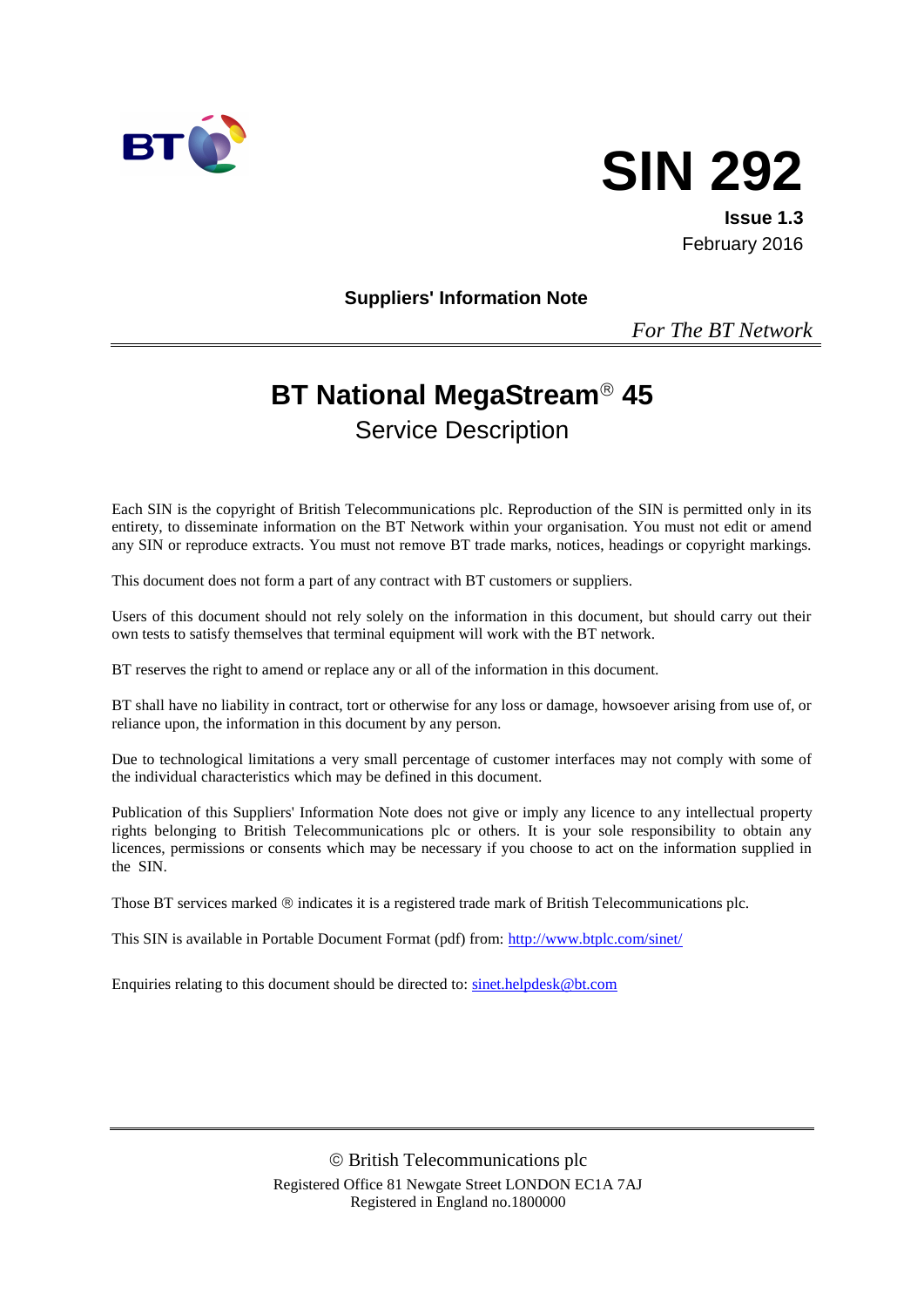# SIN 292

**Issue 1.3**
February 2016

**Suppliers' Information Note**

*For The BT Network*

## BT National MegaStream® 45

Service Description

Each SIN is the copyright of British Telecommunications plc. Reproduction of the SIN is permitted only in its entirety, to disseminate information on the BT Network within your organisation. You must not edit or amend any SIN or reproduce extracts. You must not remove BT trade marks, notices, headings or copyright markings.

This document does not form a part of any contract with BT customers or suppliers.

Users of this document should not rely solely on the information in this document, but should carry out their own tests to satisfy themselves that terminal equipment will work with the BT network.

BT reserves the right to amend or replace any or all of the information in this document.

BT shall have no liability in contract, tort or otherwise for any loss or damage, howsoever arising from use of, or reliance upon, the information in this document by any person.

Due to technological limitations a very small percentage of customer interfaces may not comply with some of the individual characteristics which may be defined in this document.

Publication of this Suppliers' Information Note does not give or imply any licence to any intellectual property rights belonging to British Telecommunications plc or others. It is your sole responsibility to obtain any licences, permissions or consents which may be necessary if you choose to act on the information supplied in the SIN.

Those BT services marked ® indicates it is a registered trade mark of British Telecommunications plc.

This SIN is available in Portable Document Format (pdf) from: http://www.btplc.com/sinet/

Enquiries relating to this document should be directed to: sinet.helpdesk@bt.com

© British Telecommunications plc
Registered Office 81 Newgate Street LONDON EC1A 7AJ
Registered in England no.1800000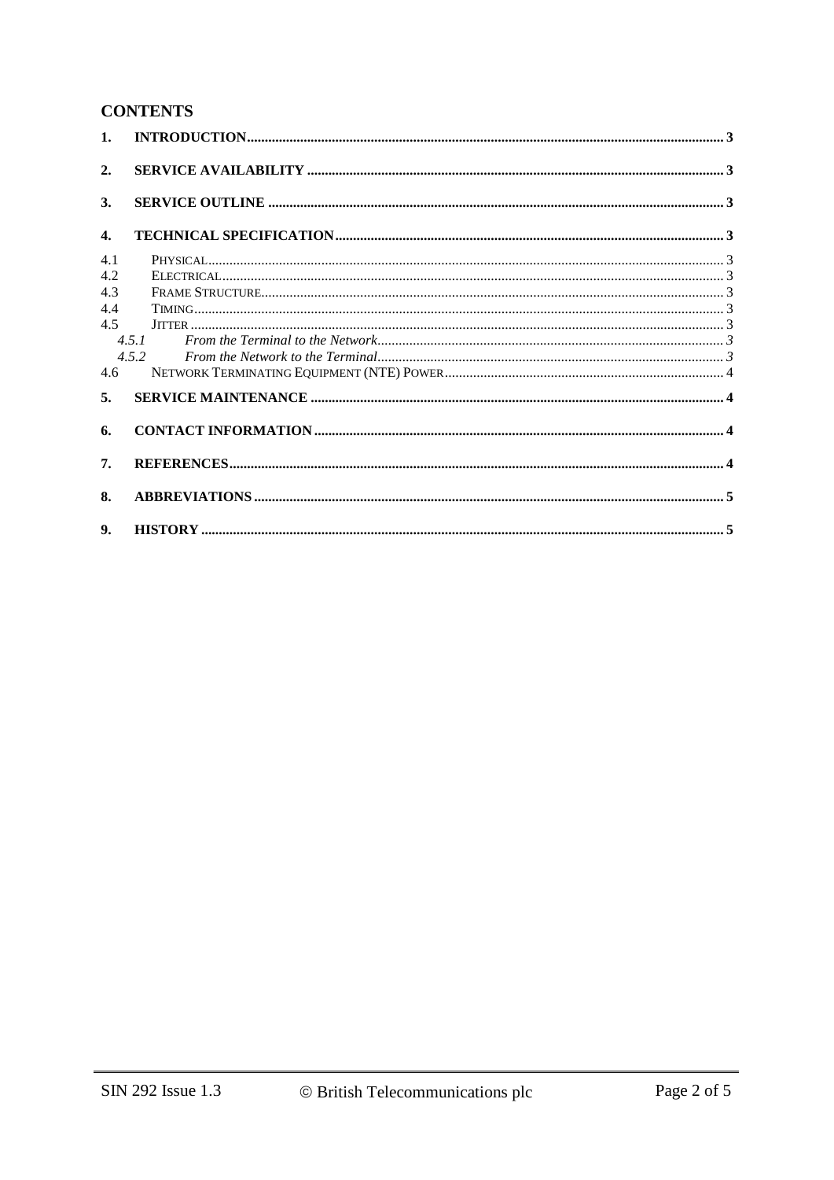## CONTENTS

1. **INTRODUCTION** ..... 3
2. **SERVICE AVAILABILITY** ..... 3
3. **SERVICE OUTLINE** ..... 3
4. **TECHNICAL SPECIFICATION** ..... 3
   - 4.1 PHYSICAL ..... 3
   - 4.2 ELECTRICAL ..... 3
   - 4.3 FRAME STRUCTURE ..... 3
   - 4.4 TIMING ..... 3
   - 4.5 JITTER ..... 3
     - 4.5.1 *From the Terminal to the Network* ..... 3
     - 4.5.2 *From the Network to the Terminal* ..... 3
   - 4.6 NETWORK TERMINATING EQUIPMENT (NTE) POWER ..... 4
5. **SERVICE MAINTENANCE** ..... 4
6. **CONTACT INFORMATION** ..... 4
7. **REFERENCES** ..... 4
8. **ABBREVIATIONS** ..... 5
9. **HISTORY** ..... 5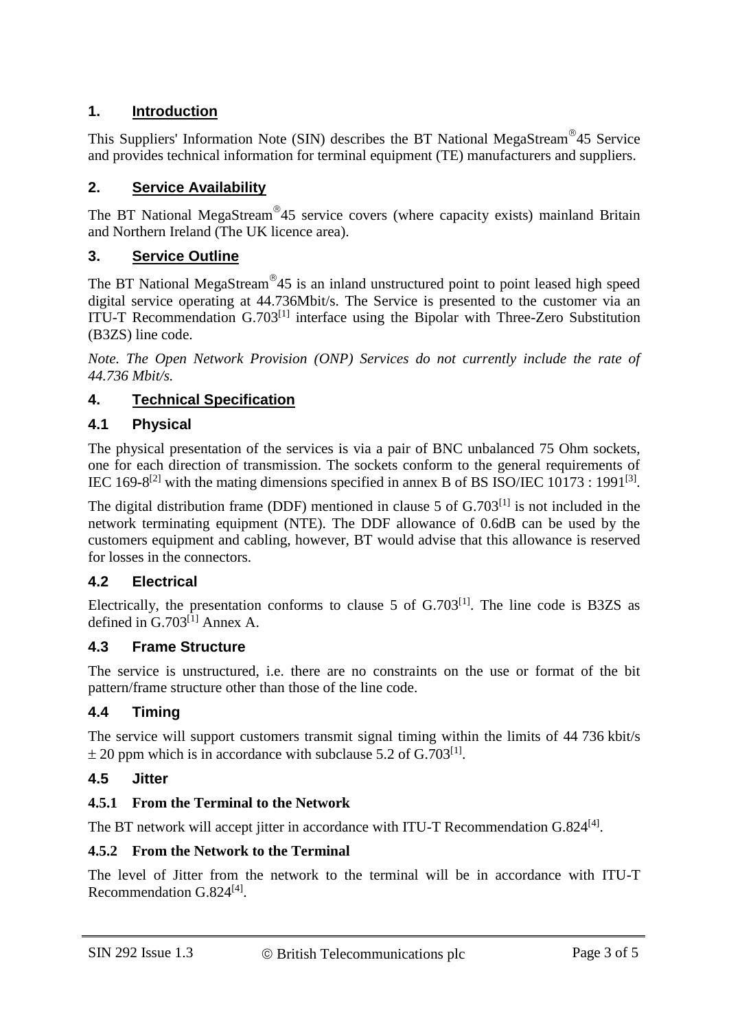## 1. Introduction

This Suppliers' Information Note (SIN) describes the BT National MegaStream®45 Service and provides technical information for terminal equipment (TE) manufacturers and suppliers.

## 2. Service Availability

The BT National MegaStream®45 service covers (where capacity exists) mainland Britain and Northern Ireland (The UK licence area).

## 3. Service Outline

The BT National MegaStream®45 is an inland unstructured point to point leased high speed digital service operating at 44.736Mbit/s. The Service is presented to the customer via an ITU-T Recommendation G.703[1] interface using the Bipolar with Three-Zero Substitution (B3ZS) line code.

*Note. The Open Network Provision (ONP) Services do not currently include the rate of 44.736 Mbit/s.*

## 4. Technical Specification

### 4.1 Physical

The physical presentation of the services is via a pair of BNC unbalanced 75 Ohm sockets, one for each direction of transmission. The sockets conform to the general requirements of IEC 169-8[2] with the mating dimensions specified in annex B of BS ISO/IEC 10173 : 1991[3].

The digital distribution frame (DDF) mentioned in clause 5 of G.703[1] is not included in the network terminating equipment (NTE). The DDF allowance of 0.6dB can be used by the customers equipment and cabling, however, BT would advise that this allowance is reserved for losses in the connectors.

### 4.2 Electrical

Electrically, the presentation conforms to clause 5 of G.703[1]. The line code is B3ZS as defined in G.703[1] Annex A.

### 4.3 Frame Structure

The service is unstructured, i.e. there are no constraints on the use or format of the bit pattern/frame structure other than those of the line code.

### 4.4 Timing

The service will support customers transmit signal timing within the limits of 44 736 kbit/s $\pm$ 20 ppm which is in accordance with subclause 5.2 of G.703[1].

### 4.5 Jitter

#### 4.5.1 From the Terminal to the Network

The BT network will accept jitter in accordance with ITU-T Recommendation G.824[4].

#### 4.5.2 From the Network to the Terminal

The level of Jitter from the network to the terminal will be in accordance with ITU-T Recommendation G.824[4].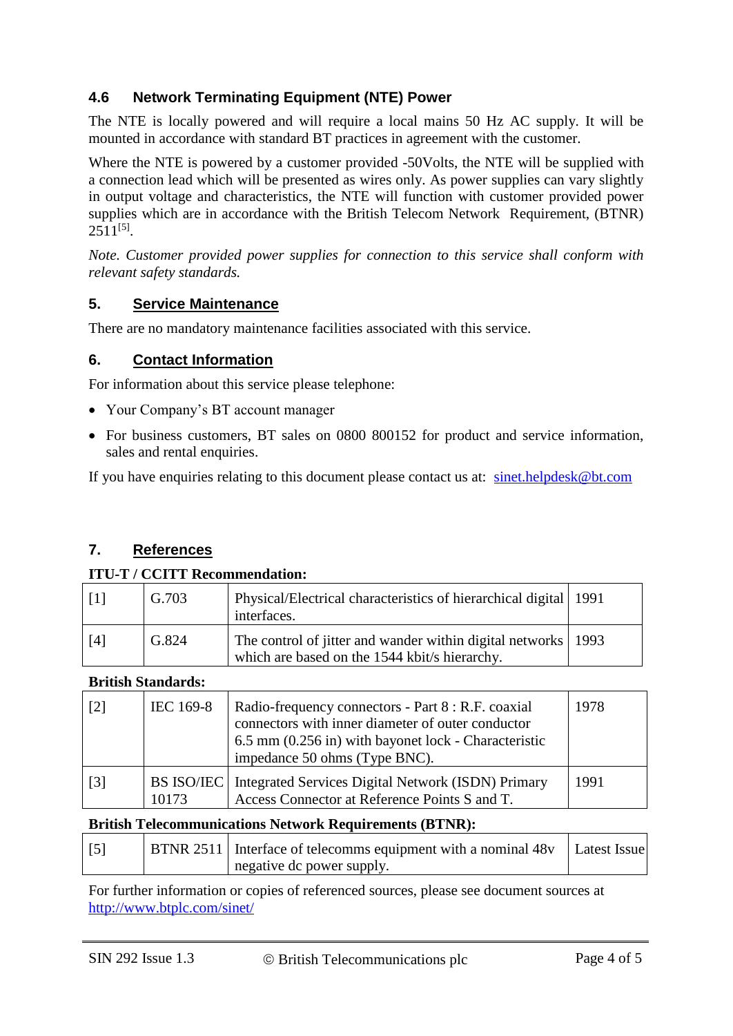### 4.6 Network Terminating Equipment (NTE) Power

The NTE is locally powered and will require a local mains 50 Hz AC supply. It will be mounted in accordance with standard BT practices in agreement with the customer.

Where the NTE is powered by a customer provided -50Volts, the NTE will be supplied with a connection lead which will be presented as wires only. As power supplies can vary slightly in output voltage and characteristics, the NTE will function with customer provided power supplies which are in accordance with the British Telecom Network Requirement, (BTNR) 2511[5].

*Note. Customer provided power supplies for connection to this service shall conform with relevant safety standards.*

## 5. Service Maintenance

There are no mandatory maintenance facilities associated with this service.

## 6. Contact Information

For information about this service please telephone:

- Your Company's BT account manager
- For business customers, BT sales on 0800 800152 for product and service information, sales and rental enquiries.

If you have enquiries relating to this document please contact us at: sinet.helpdesk@bt.com

## 7. References

**ITU-T / CCITT Recommendation:**

| | | | |
|---|---|---|---|
| [1] | G.703 | Physical/Electrical characteristics of hierarchical digital interfaces. | 1991 |
| [4] | G.824 | The control of jitter and wander within digital networks which are based on the 1544 kbit/s hierarchy. | 1993 |

**British Standards:**

| | | | |
|---|---|---|---|
| [2] | IEC 169-8 | Radio-frequency connectors - Part 8 : R.F. coaxial connectors with inner diameter of outer conductor 6.5 mm (0.256 in) with bayonet lock - Characteristic impedance 50 ohms (Type BNC). | 1978 |
| [3] | BS ISO/IEC 10173 | Integrated Services Digital Network (ISDN) Primary Access Connector at Reference Points S and T. | 1991 |

**British Telecommunications Network Requirements (BTNR):**

| | | | |
|---|---|---|---|
| [5] | BTNR 2511 | Interface of telecomms equipment with a nominal 48v negative dc power supply. | Latest Issue |

For further information or copies of referenced sources, please see document sources at http://www.btplc.com/sinet/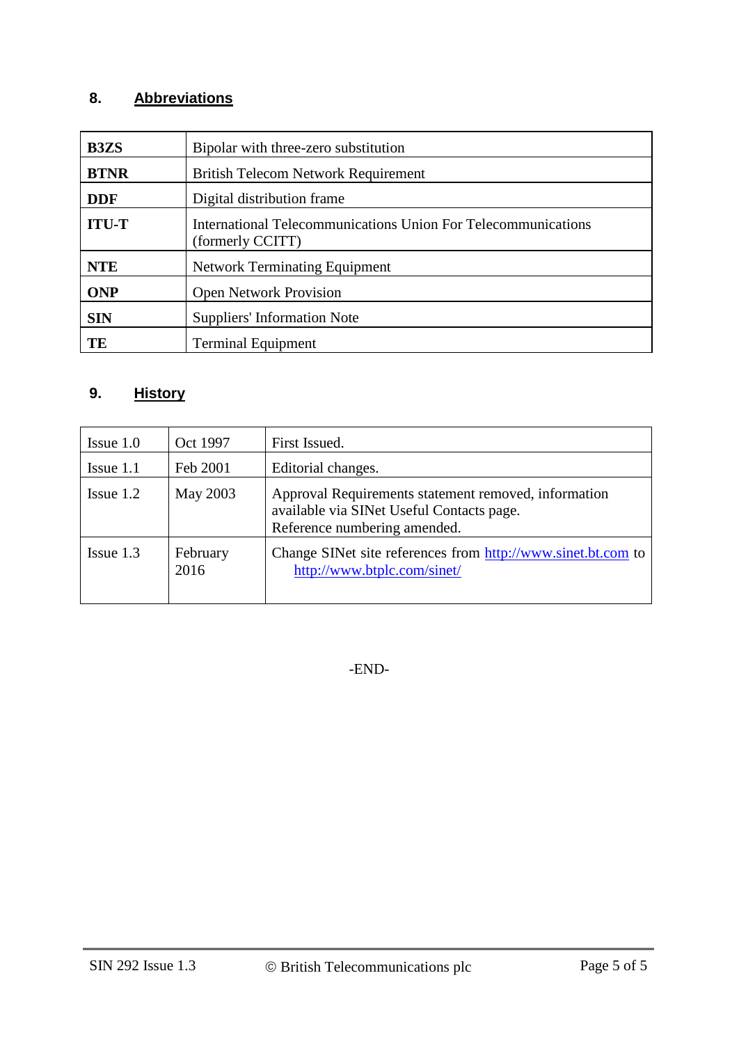## 8. Abbreviations

| | |
|---|---|
| **B3ZS** | Bipolar with three-zero substitution |
| **BTNR** | British Telecom Network Requirement |
| **DDF** | Digital distribution frame |
| **ITU-T** | International Telecommunications Union For Telecommunications (formerly CCITT) |
| **NTE** | Network Terminating Equipment |
| **ONP** | Open Network Provision |
| **SIN** | Suppliers' Information Note |
| **TE** | Terminal Equipment |

## 9. History

| | | |
|---|---|---|
| Issue 1.0 | Oct 1997 | First Issued. |
| Issue 1.1 | Feb 2001 | Editorial changes. |
| Issue 1.2 | May 2003 | Approval Requirements statement removed, information available via SINet Useful Contacts page.<br>Reference numbering amended. |
| Issue 1.3 | February 2016 | Change SINet site references from http://www.sinet.bt.com to http://www.btplc.com/sinet/ |

-END-